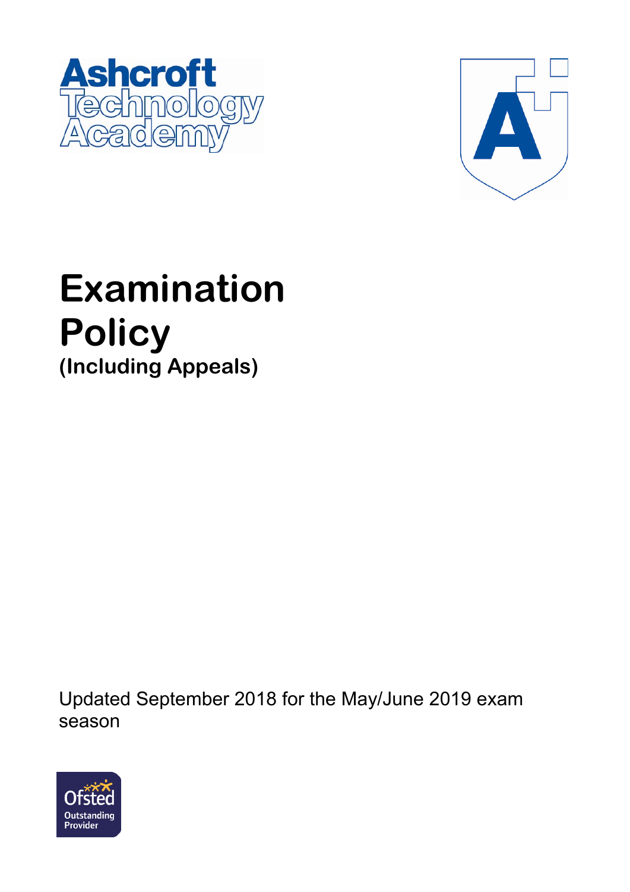Ashcroft Technology Academy

# Examination Policy

**(Including Appeals)**

Updated September 2018 for the May/June 2019 exam season

Ofsted Outstanding Provider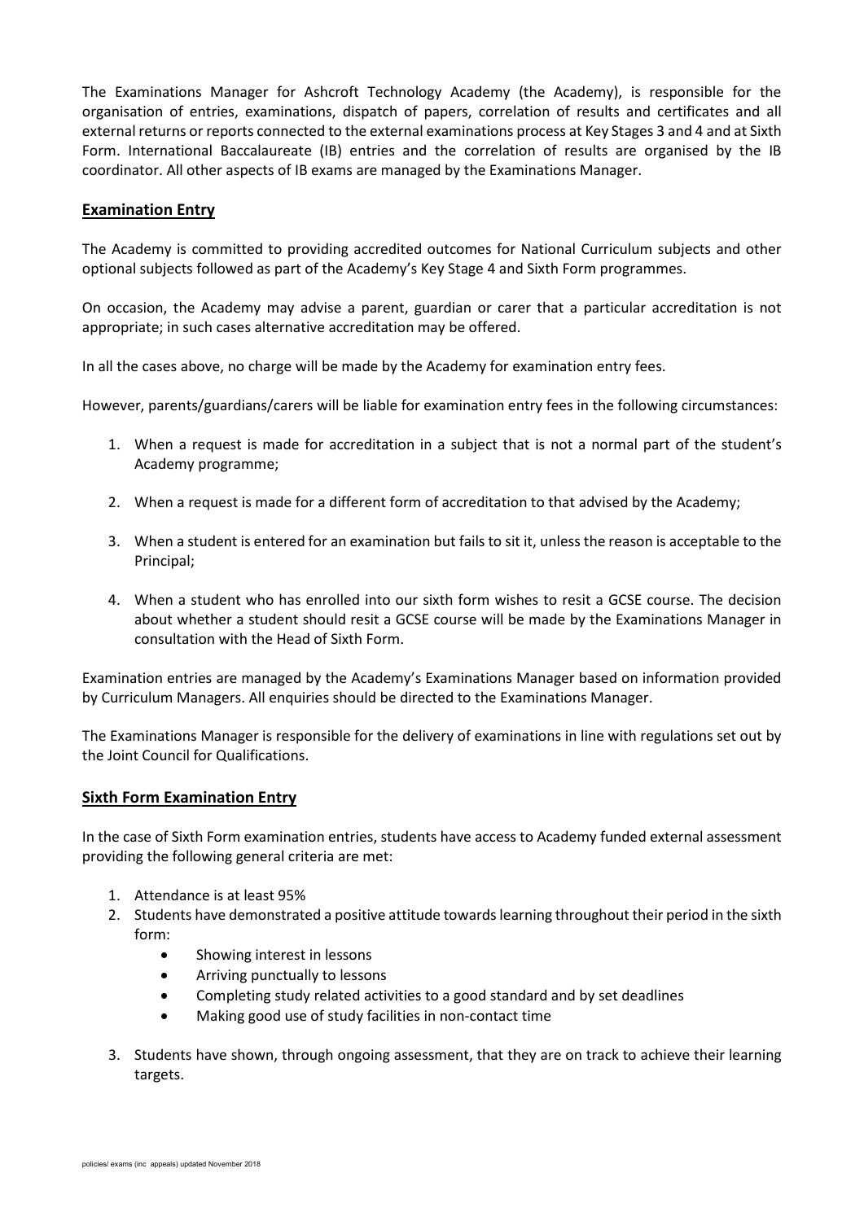The Examinations Manager for Ashcroft Technology Academy (the Academy), is responsible for the organisation of entries, examinations, dispatch of papers, correlation of results and certificates and all external returns or reports connected to the external examinations process at Key Stages 3 and 4 and at Sixth Form. International Baccalaureate (IB) entries and the correlation of results are organised by the IB coordinator. All other aspects of IB exams are managed by the Examinations Manager.

## **Examination Entry**

The Academy is committed to providing accredited outcomes for National Curriculum subjects and other optional subjects followed as part of the Academy's Key Stage 4 and Sixth Form programmes.

On occasion, the Academy may advise a parent, guardian or carer that a particular accreditation is not appropriate; in such cases alternative accreditation may be offered.

In all the cases above, no charge will be made by the Academy for examination entry fees.

However, parents/guardians/carers will be liable for examination entry fees in the following circumstances:

1. When a request is made for accreditation in a subject that is not a normal part of the student's Academy programme;

2. When a request is made for a different form of accreditation to that advised by the Academy;

3. When a student is entered for an examination but fails to sit it, unless the reason is acceptable to the Principal;

4. When a student who has enrolled into our sixth form wishes to resit a GCSE course. The decision about whether a student should resit a GCSE course will be made by the Examinations Manager in consultation with the Head of Sixth Form.

Examination entries are managed by the Academy's Examinations Manager based on information provided by Curriculum Managers. All enquiries should be directed to the Examinations Manager.

The Examinations Manager is responsible for the delivery of examinations in line with regulations set out by the Joint Council for Qualifications.

## **Sixth Form Examination Entry**

In the case of Sixth Form examination entries, students have access to Academy funded external assessment providing the following general criteria are met:

1. Attendance is at least 95%
2. Students have demonstrated a positive attitude towards learning throughout their period in the sixth form:
   - Showing interest in lessons
   - Arriving punctually to lessons
   - Completing study related activities to a good standard and by set deadlines
   - Making good use of study facilities in non-contact time

3. Students have shown, through ongoing assessment, that they are on track to achieve their learning targets.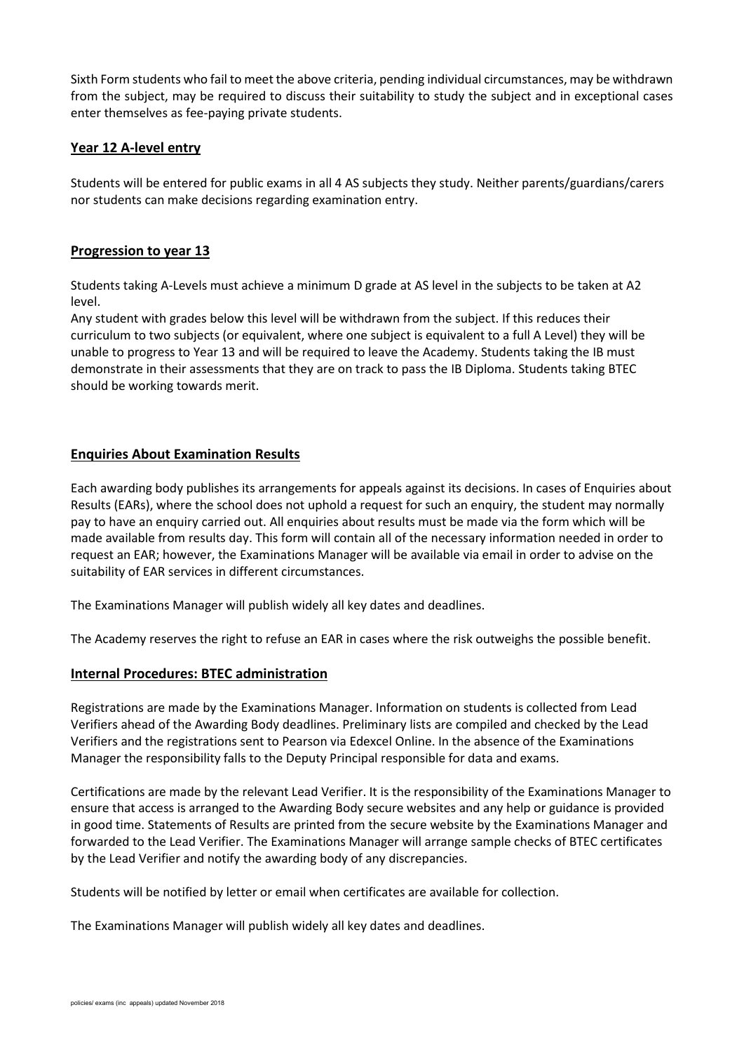Sixth Form students who fail to meet the above criteria, pending individual circumstances, may be withdrawn from the subject, may be required to discuss their suitability to study the subject and in exceptional cases enter themselves as fee-paying private students.

## Year 12 A-level entry

Students will be entered for public exams in all 4 AS subjects they study. Neither parents/guardians/carers nor students can make decisions regarding examination entry.

## Progression to year 13

Students taking A-Levels must achieve a minimum D grade at AS level in the subjects to be taken at A2 level.

Any student with grades below this level will be withdrawn from the subject. If this reduces their curriculum to two subjects (or equivalent, where one subject is equivalent to a full A Level) they will be unable to progress to Year 13 and will be required to leave the Academy. Students taking the IB must demonstrate in their assessments that they are on track to pass the IB Diploma. Students taking BTEC should be working towards merit.

## Enquiries About Examination Results

Each awarding body publishes its arrangements for appeals against its decisions. In cases of Enquiries about Results (EARs), where the school does not uphold a request for such an enquiry, the student may normally pay to have an enquiry carried out. All enquiries about results must be made via the form which will be made available from results day. This form will contain all of the necessary information needed in order to request an EAR; however, the Examinations Manager will be available via email in order to advise on the suitability of EAR services in different circumstances.

The Examinations Manager will publish widely all key dates and deadlines.

The Academy reserves the right to refuse an EAR in cases where the risk outweighs the possible benefit.

## Internal Procedures: BTEC administration

Registrations are made by the Examinations Manager. Information on students is collected from Lead Verifiers ahead of the Awarding Body deadlines. Preliminary lists are compiled and checked by the Lead Verifiers and the registrations sent to Pearson via Edexcel Online. In the absence of the Examinations Manager the responsibility falls to the Deputy Principal responsible for data and exams.

Certifications are made by the relevant Lead Verifier. It is the responsibility of the Examinations Manager to ensure that access is arranged to the Awarding Body secure websites and any help or guidance is provided in good time. Statements of Results are printed from the secure website by the Examinations Manager and forwarded to the Lead Verifier. The Examinations Manager will arrange sample checks of BTEC certificates by the Lead Verifier and notify the awarding body of any discrepancies.

Students will be notified by letter or email when certificates are available for collection.

The Examinations Manager will publish widely all key dates and deadlines.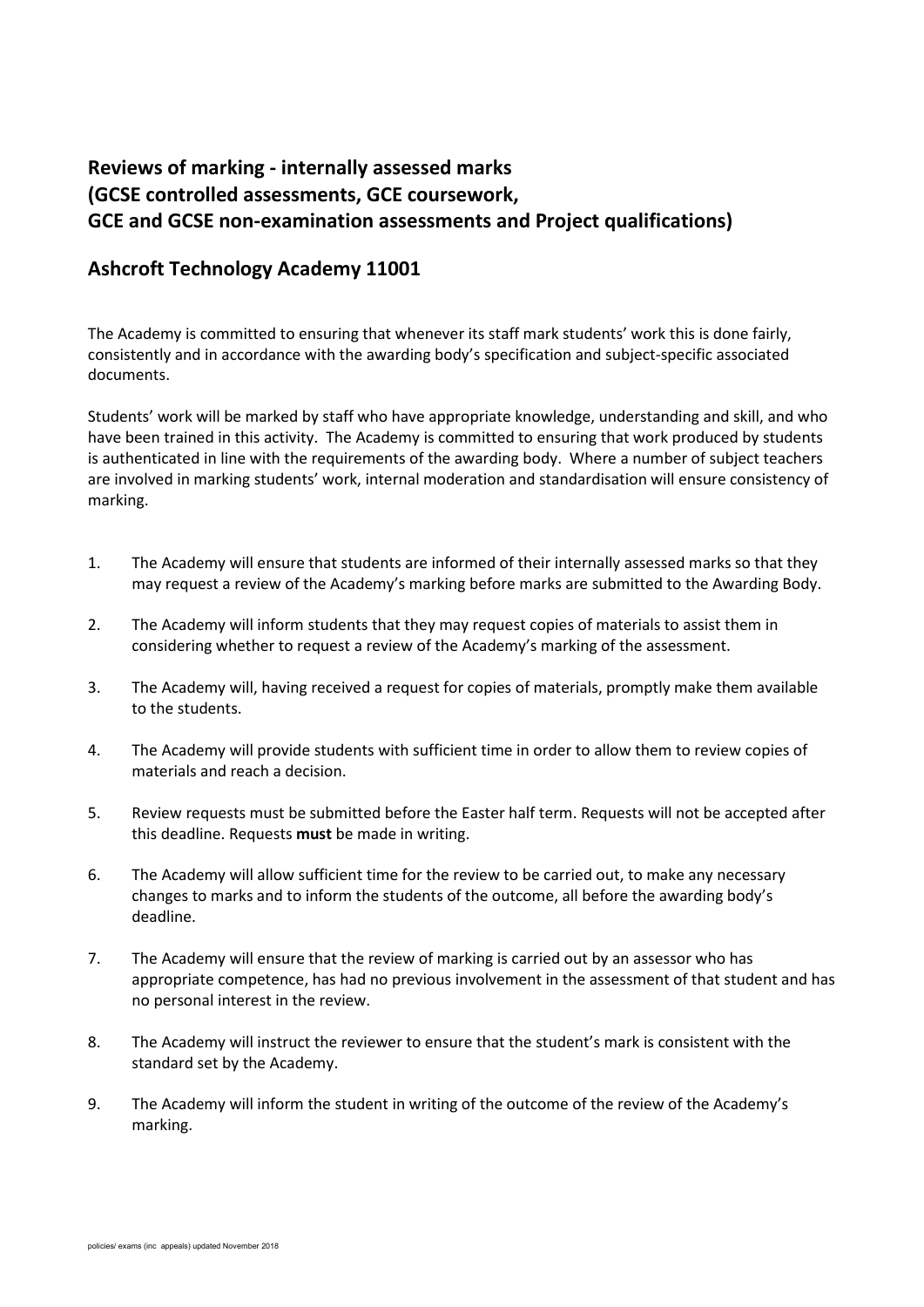## Reviews of marking - internally assessed marks (GCSE controlled assessments, GCE coursework, GCE and GCSE non-examination assessments and Project qualifications)

## Ashcroft Technology Academy 11001

The Academy is committed to ensuring that whenever its staff mark students' work this is done fairly, consistently and in accordance with the awarding body's specification and subject-specific associated documents.

Students' work will be marked by staff who have appropriate knowledge, understanding and skill, and who have been trained in this activity. The Academy is committed to ensuring that work produced by students is authenticated in line with the requirements of the awarding body. Where a number of subject teachers are involved in marking students' work, internal moderation and standardisation will ensure consistency of marking.

1. The Academy will ensure that students are informed of their internally assessed marks so that they may request a review of the Academy's marking before marks are submitted to the Awarding Body.

2. The Academy will inform students that they may request copies of materials to assist them in considering whether to request a review of the Academy's marking of the assessment.

3. The Academy will, having received a request for copies of materials, promptly make them available to the students.

4. The Academy will provide students with sufficient time in order to allow them to review copies of materials and reach a decision.

5. Review requests must be submitted before the Easter half term. Requests will not be accepted after this deadline. Requests **must** be made in writing.

6. The Academy will allow sufficient time for the review to be carried out, to make any necessary changes to marks and to inform the students of the outcome, all before the awarding body's deadline.

7. The Academy will ensure that the review of marking is carried out by an assessor who has appropriate competence, has had no previous involvement in the assessment of that student and has no personal interest in the review.

8. The Academy will instruct the reviewer to ensure that the student's mark is consistent with the standard set by the Academy.

9. The Academy will inform the student in writing of the outcome of the review of the Academy's marking.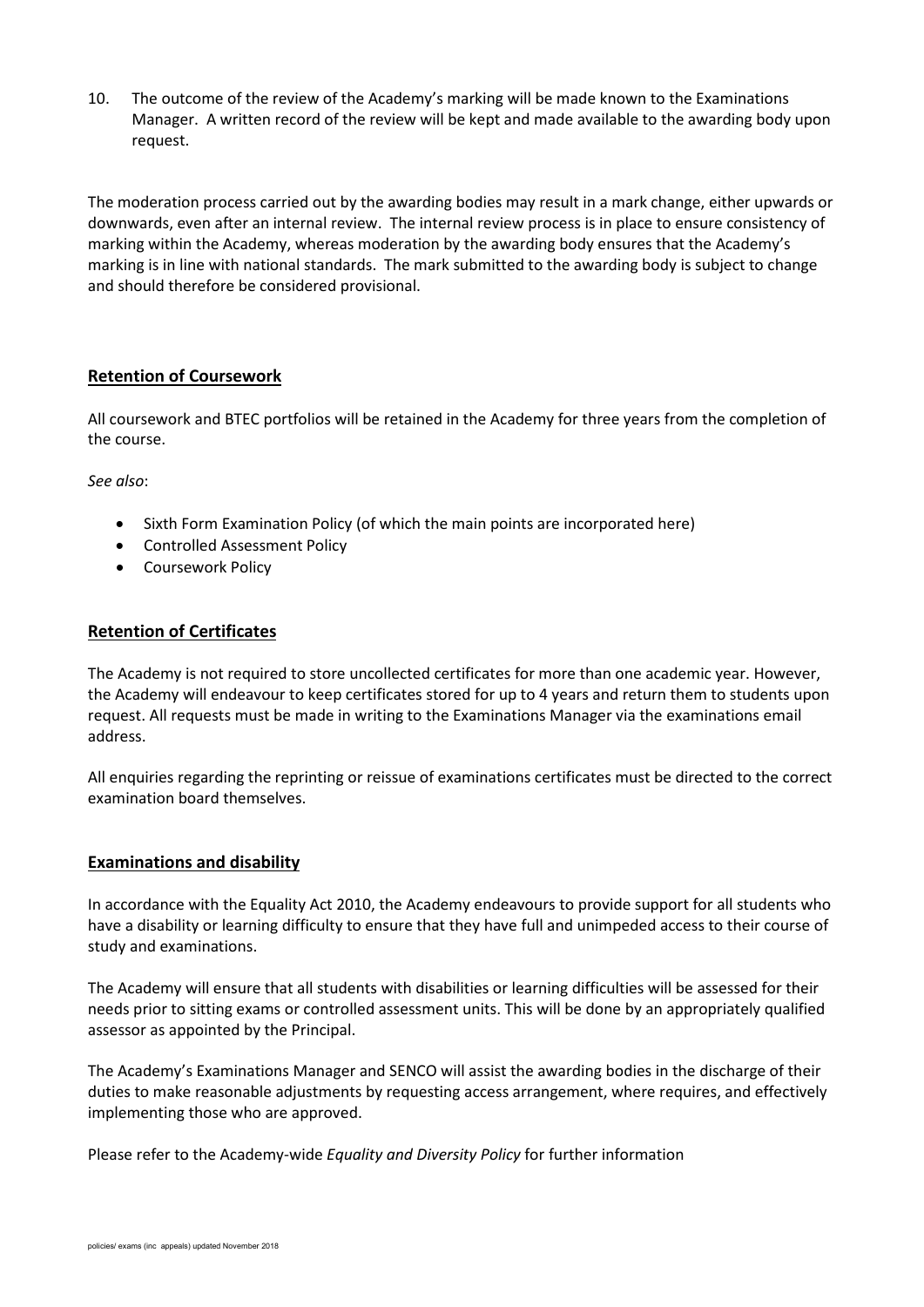10. The outcome of the review of the Academy's marking will be made known to the Examinations Manager. A written record of the review will be kept and made available to the awarding body upon request.

The moderation process carried out by the awarding bodies may result in a mark change, either upwards or downwards, even after an internal review. The internal review process is in place to ensure consistency of marking within the Academy, whereas moderation by the awarding body ensures that the Academy's marking is in line with national standards. The mark submitted to the awarding body is subject to change and should therefore be considered provisional.

## **Retention of Coursework**

All coursework and BTEC portfolios will be retained in the Academy for three years from the completion of the course.

*See also*:

- Sixth Form Examination Policy (of which the main points are incorporated here)
- Controlled Assessment Policy
- Coursework Policy

## **Retention of Certificates**

The Academy is not required to store uncollected certificates for more than one academic year. However, the Academy will endeavour to keep certificates stored for up to 4 years and return them to students upon request. All requests must be made in writing to the Examinations Manager via the examinations email address.

All enquiries regarding the reprinting or reissue of examinations certificates must be directed to the correct examination board themselves.

## **Examinations and disability**

In accordance with the Equality Act 2010, the Academy endeavours to provide support for all students who have a disability or learning difficulty to ensure that they have full and unimpeded access to their course of study and examinations.

The Academy will ensure that all students with disabilities or learning difficulties will be assessed for their needs prior to sitting exams or controlled assessment units. This will be done by an appropriately qualified assessor as appointed by the Principal.

The Academy's Examinations Manager and SENCO will assist the awarding bodies in the discharge of their duties to make reasonable adjustments by requesting access arrangement, where requires, and effectively implementing those who are approved.

Please refer to the Academy-wide *Equality and Diversity Policy* for further information